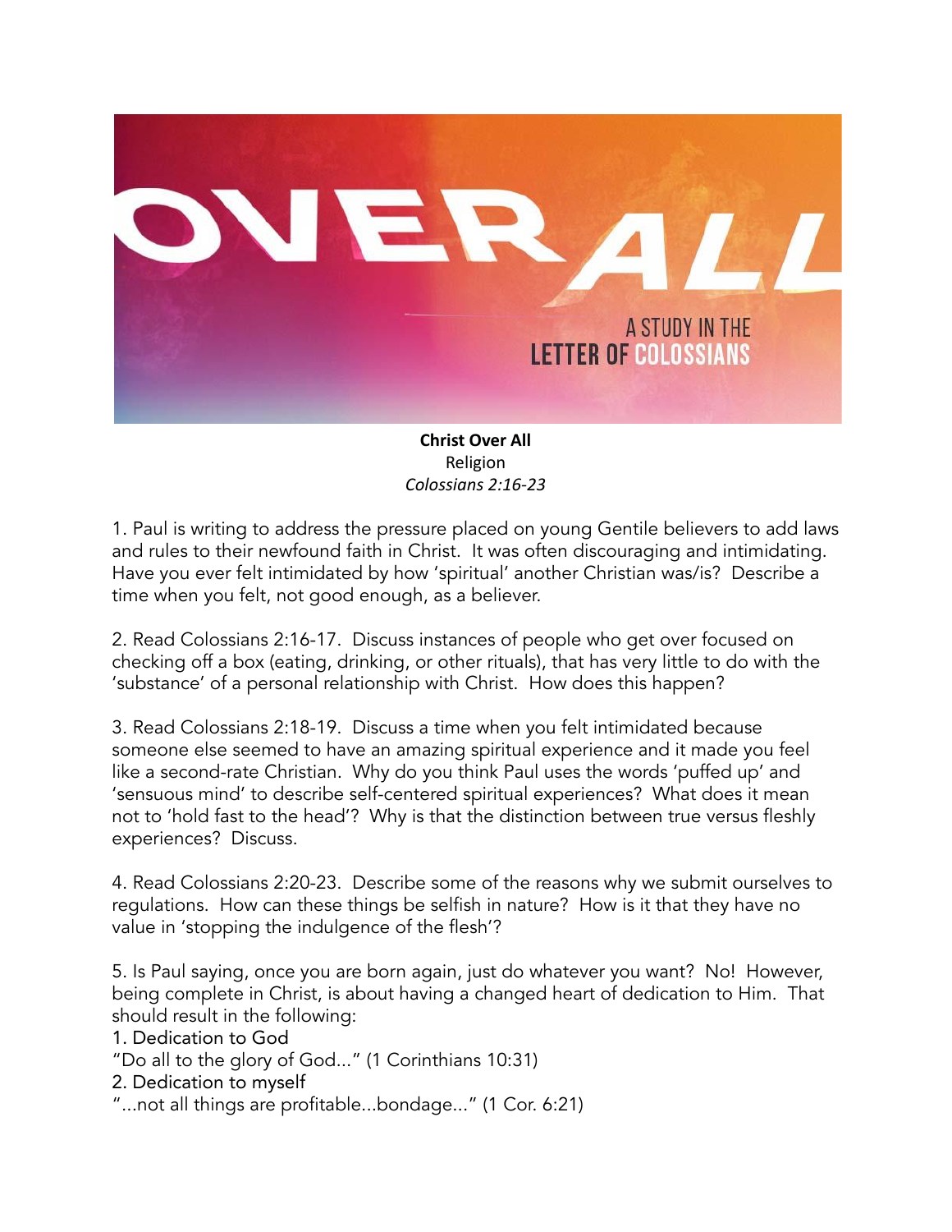**Christ Over All**
Religion
*Colossians 2:16-23*

1. Paul is writing to address the pressure placed on young Gentile believers to add laws and rules to their newfound faith in Christ. It was often discouraging and intimidating. Have you ever felt intimidated by how 'spiritual' another Christian was/is? Describe a time when you felt, not good enough, as a believer.

2. Read Colossians 2:16-17. Discuss instances of people who get over focused on checking off a box (eating, drinking, or other rituals), that has very little to do with the 'substance' of a personal relationship with Christ. How does this happen?

3. Read Colossians 2:18-19. Discuss a time when you felt intimidated because someone else seemed to have an amazing spiritual experience and it made you feel like a second-rate Christian. Why do you think Paul uses the words 'puffed up' and 'sensuous mind' to describe self-centered spiritual experiences? What does it mean not to 'hold fast to the head'? Why is that the distinction between true versus fleshly experiences? Discuss.

4. Read Colossians 2:20-23. Describe some of the reasons why we submit ourselves to regulations. How can these things be selfish in nature? How is it that they have no value in 'stopping the indulgence of the flesh'?

5. Is Paul saying, once you are born again, just do whatever you want? No! However, being complete in Christ, is about having a changed heart of dedication to Him. That should result in the following:

1. Dedication to God
"Do all to the glory of God..." (1 Corinthians 10:31)
2. Dedication to myself
"...not all things are profitable...bondage..." (1 Cor. 6:21)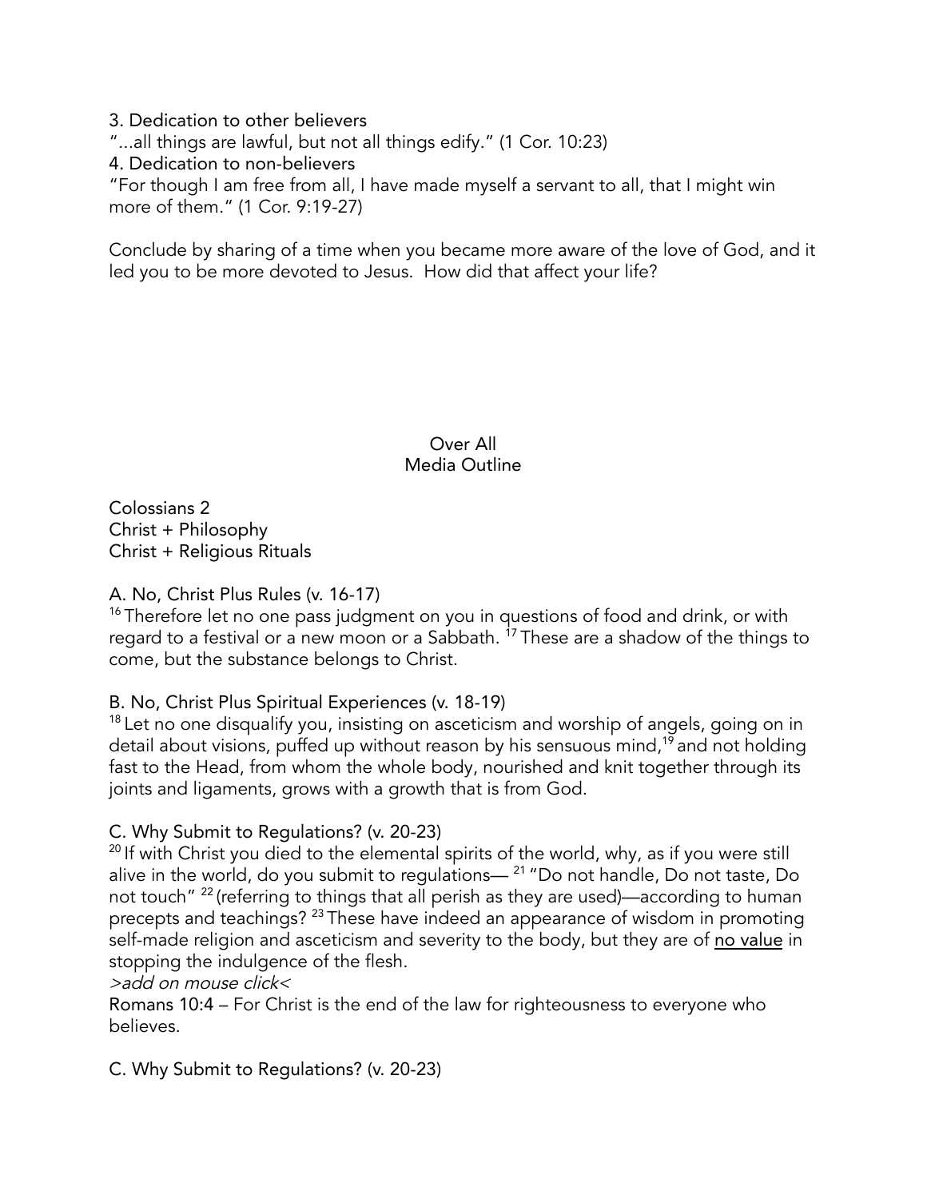3. Dedication to other believers

"...all things are lawful, but not all things edify." (1 Cor. 10:23)

4. Dedication to non-believers

"For though I am free from all, I have made myself a servant to all, that I might win more of them." (1 Cor. 9:19-27)

Conclude by sharing of a time when you became more aware of the love of God, and it led you to be more devoted to Jesus. How did that affect your life?

Over All
Media Outline

Colossians 2
Christ + Philosophy
Christ + Religious Rituals

A. No, Christ Plus Rules (v. 16-17)

[16] Therefore let no one pass judgment on you in questions of food and drink, or with regard to a festival or a new moon or a Sabbath. [17] These are a shadow of the things to come, but the substance belongs to Christ.

B. No, Christ Plus Spiritual Experiences (v. 18-19)

[18] Let no one disqualify you, insisting on asceticism and worship of angels, going on in detail about visions, puffed up without reason by his sensuous mind,[19] and not holding fast to the Head, from whom the whole body, nourished and knit together through its joints and ligaments, grows with a growth that is from God.

C. Why Submit to Regulations? (v. 20-23)

[20] If with Christ you died to the elemental spirits of the world, why, as if you were still alive in the world, do you submit to regulations— [21] "Do not handle, Do not taste, Do not touch" [22] (referring to things that all perish as they are used)—according to human precepts and teachings? [23] These have indeed an appearance of wisdom in promoting self-made religion and asceticism and severity to the body, but they are of <u>no value</u> in stopping the indulgence of the flesh.

*>add on mouse click<*

Romans 10:4 – For Christ is the end of the law for righteousness to everyone who believes.

C. Why Submit to Regulations? (v. 20-23)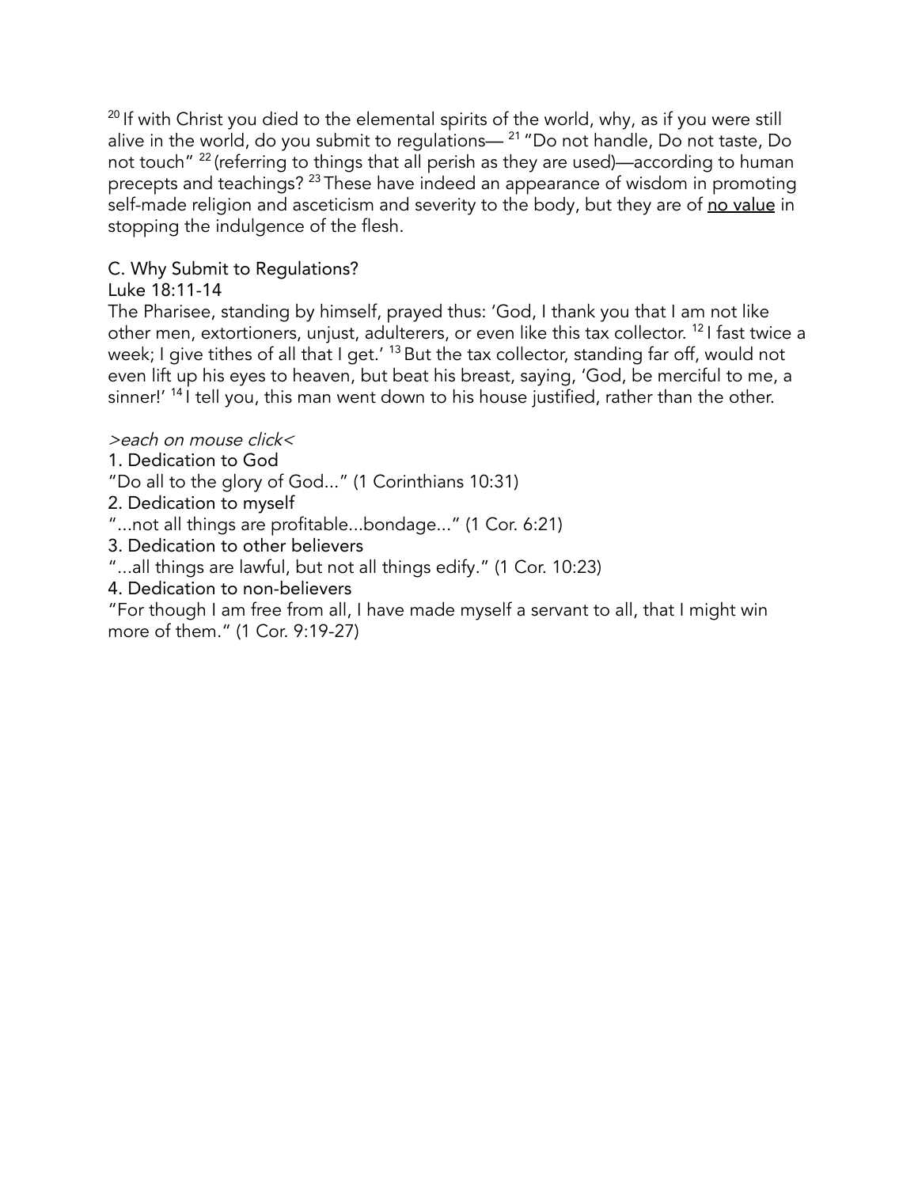[20] If with Christ you died to the elemental spirits of the world, why, as if you were still alive in the world, do you submit to regulations— [21] "Do not handle, Do not taste, Do not touch" [22] (referring to things that all perish as they are used)—according to human precepts and teachings? [23] These have indeed an appearance of wisdom in promoting self-made religion and asceticism and severity to the body, but they are of <u>no value</u> in stopping the indulgence of the flesh.

C. Why Submit to Regulations?

Luke 18:11-14

The Pharisee, standing by himself, prayed thus: 'God, I thank you that I am not like other men, extortioners, unjust, adulterers, or even like this tax collector. [12] I fast twice a week; I give tithes of all that I get.' [13] But the tax collector, standing far off, would not even lift up his eyes to heaven, but beat his breast, saying, 'God, be merciful to me, a sinner!' [14] I tell you, this man went down to his house justified, rather than the other.

*>each on mouse click<*

1. Dedication to God

"Do all to the glory of God..." (1 Corinthians 10:31)

2. Dedication to myself

"...not all things are profitable...bondage..." (1 Cor. 6:21)

3. Dedication to other believers

"...all things are lawful, but not all things edify." (1 Cor. 10:23)

4. Dedication to non-believers

"For though I am free from all, I have made myself a servant to all, that I might win more of them." (1 Cor. 9:19-27)